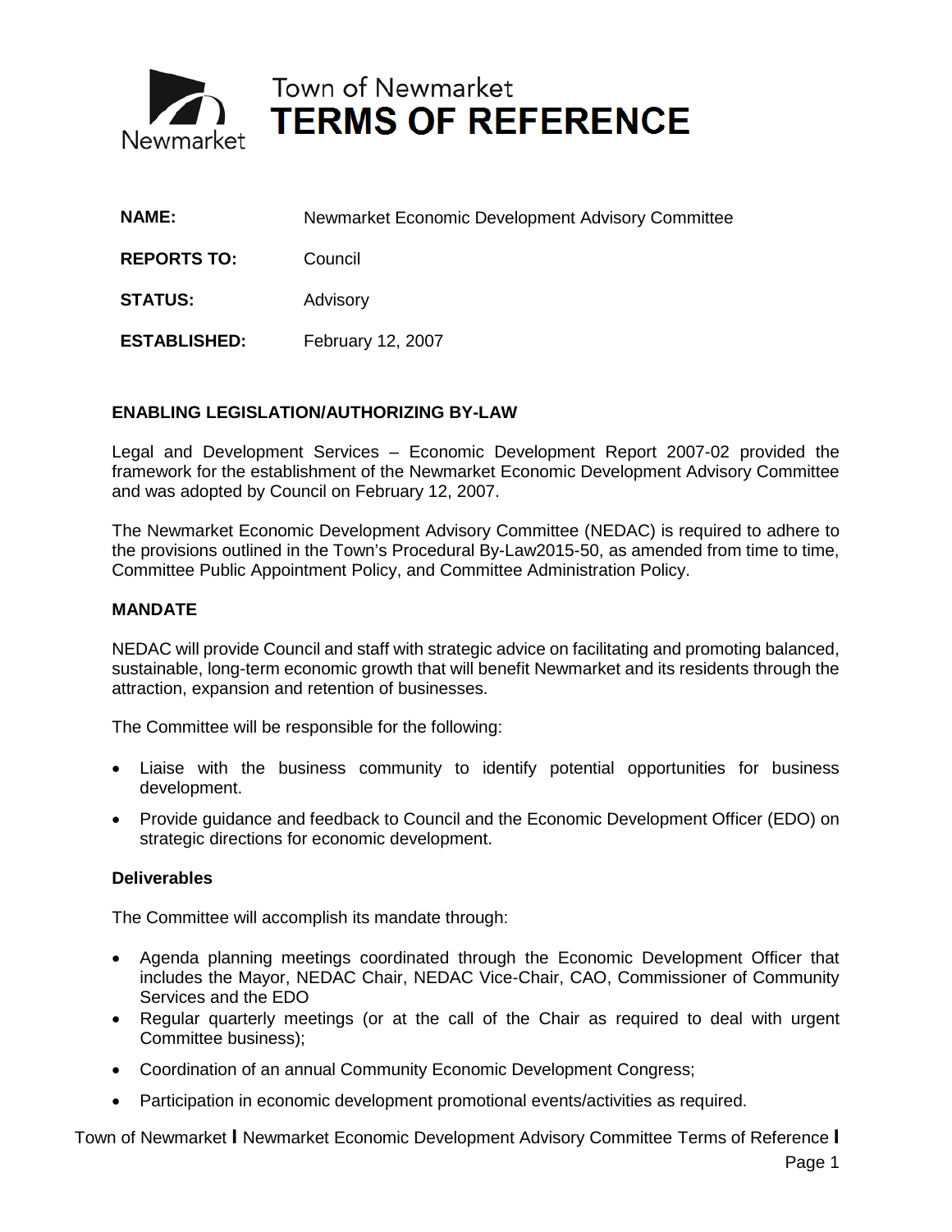# Town of Newmarket
# TERMS OF REFERENCE

| | |
|---|---|
| **NAME:** | Newmarket Economic Development Advisory Committee |
| **REPORTS TO:** | Council |
| **STATUS:** | Advisory |
| **ESTABLISHED:** | February 12, 2007 |

## ENABLING LEGISLATION/AUTHORIZING BY-LAW

Legal and Development Services – Economic Development Report 2007-02 provided the framework for the establishment of the Newmarket Economic Development Advisory Committee and was adopted by Council on February 12, 2007.

The Newmarket Economic Development Advisory Committee (NEDAC) is required to adhere to the provisions outlined in the Town's Procedural By-Law2015-50, as amended from time to time, Committee Public Appointment Policy, and Committee Administration Policy.

## MANDATE

NEDAC will provide Council and staff with strategic advice on facilitating and promoting balanced, sustainable, long-term economic growth that will benefit Newmarket and its residents through the attraction, expansion and retention of businesses.

The Committee will be responsible for the following:

- Liaise with the business community to identify potential opportunities for business development.
- Provide guidance and feedback to Council and the Economic Development Officer (EDO) on strategic directions for economic development.

### Deliverables

The Committee will accomplish its mandate through:

- Agenda planning meetings coordinated through the Economic Development Officer that includes the Mayor, NEDAC Chair, NEDAC Vice-Chair, CAO, Commissioner of Community Services and the EDO
- Regular quarterly meetings (or at the call of the Chair as required to deal with urgent Committee business);
- Coordination of an annual Community Economic Development Congress;
- Participation in economic development promotional events/activities as required.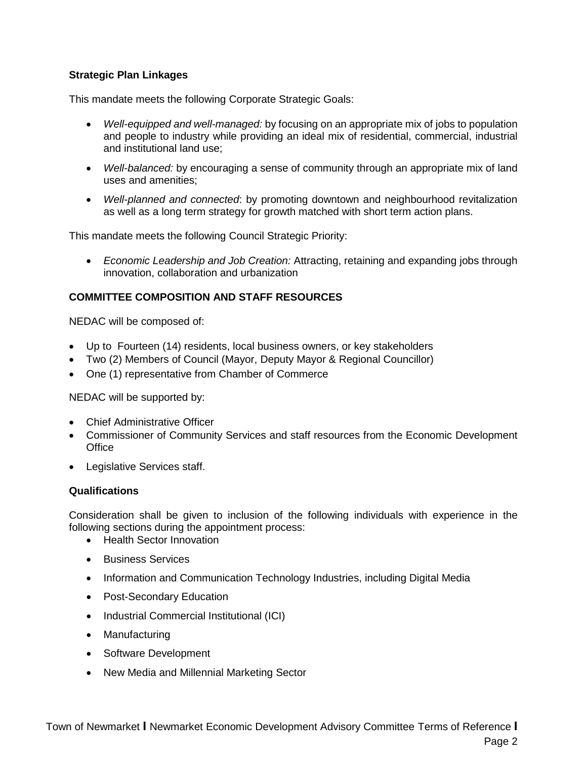**Strategic Plan Linkages**

This mandate meets the following Corporate Strategic Goals:

- *Well-equipped and well-managed:* by focusing on an appropriate mix of jobs to population and people to industry while providing an ideal mix of residential, commercial, industrial and institutional land use;
- *Well-balanced:* by encouraging a sense of community through an appropriate mix of land uses and amenities;
- *Well-planned and connected*: by promoting downtown and neighbourhood revitalization as well as a long term strategy for growth matched with short term action plans.

This mandate meets the following Council Strategic Priority:

- *Economic Leadership and Job Creation:* Attracting, retaining and expanding jobs through innovation, collaboration and urbanization

**COMMITTEE COMPOSITION AND STAFF RESOURCES**

NEDAC will be composed of:

- Up to Fourteen (14) residents, local business owners, or key stakeholders
- Two (2) Members of Council (Mayor, Deputy Mayor & Regional Councillor)
- One (1) representative from Chamber of Commerce

NEDAC will be supported by:

- Chief Administrative Officer
- Commissioner of Community Services and staff resources from the Economic Development Office
- Legislative Services staff.

**Qualifications**

Consideration shall be given to inclusion of the following individuals with experience in the following sections during the appointment process:

- Health Sector Innovation
- Business Services
- Information and Communication Technology Industries, including Digital Media
- Post-Secondary Education
- Industrial Commercial Institutional (ICI)
- Manufacturing
- Software Development
- New Media and Millennial Marketing Sector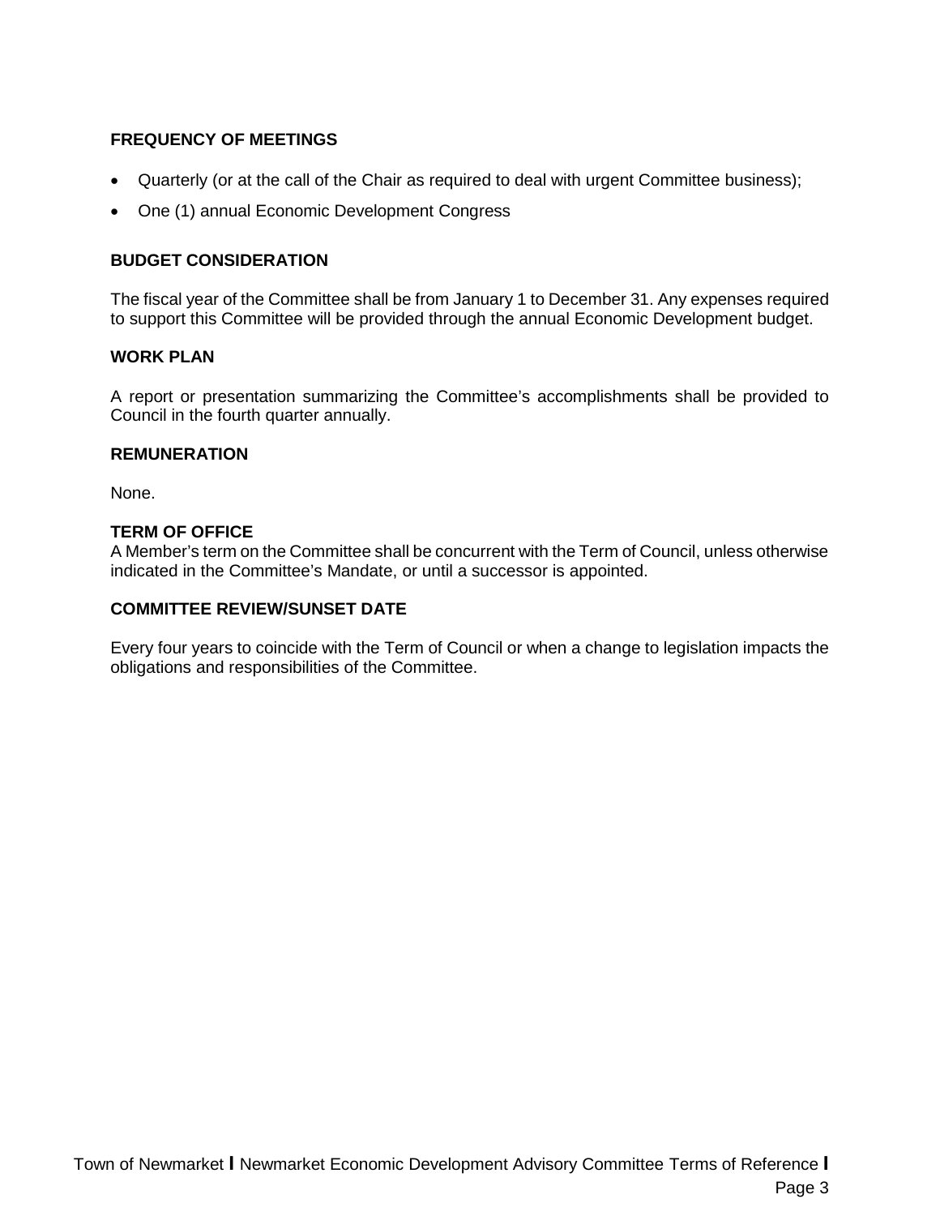**FREQUENCY OF MEETINGS**

- Quarterly (or at the call of the Chair as required to deal with urgent Committee business);
- One (1) annual Economic Development Congress

**BUDGET CONSIDERATION**

The fiscal year of the Committee shall be from January 1 to December 31. Any expenses required to support this Committee will be provided through the annual Economic Development budget.

**WORK PLAN**

A report or presentation summarizing the Committee's accomplishments shall be provided to Council in the fourth quarter annually.

**REMUNERATION**

None.

**TERM OF OFFICE**

A Member's term on the Committee shall be concurrent with the Term of Council, unless otherwise indicated in the Committee's Mandate, or until a successor is appointed.

**COMMITTEE REVIEW/SUNSET DATE**

Every four years to coincide with the Term of Council or when a change to legislation impacts the obligations and responsibilities of the Committee.